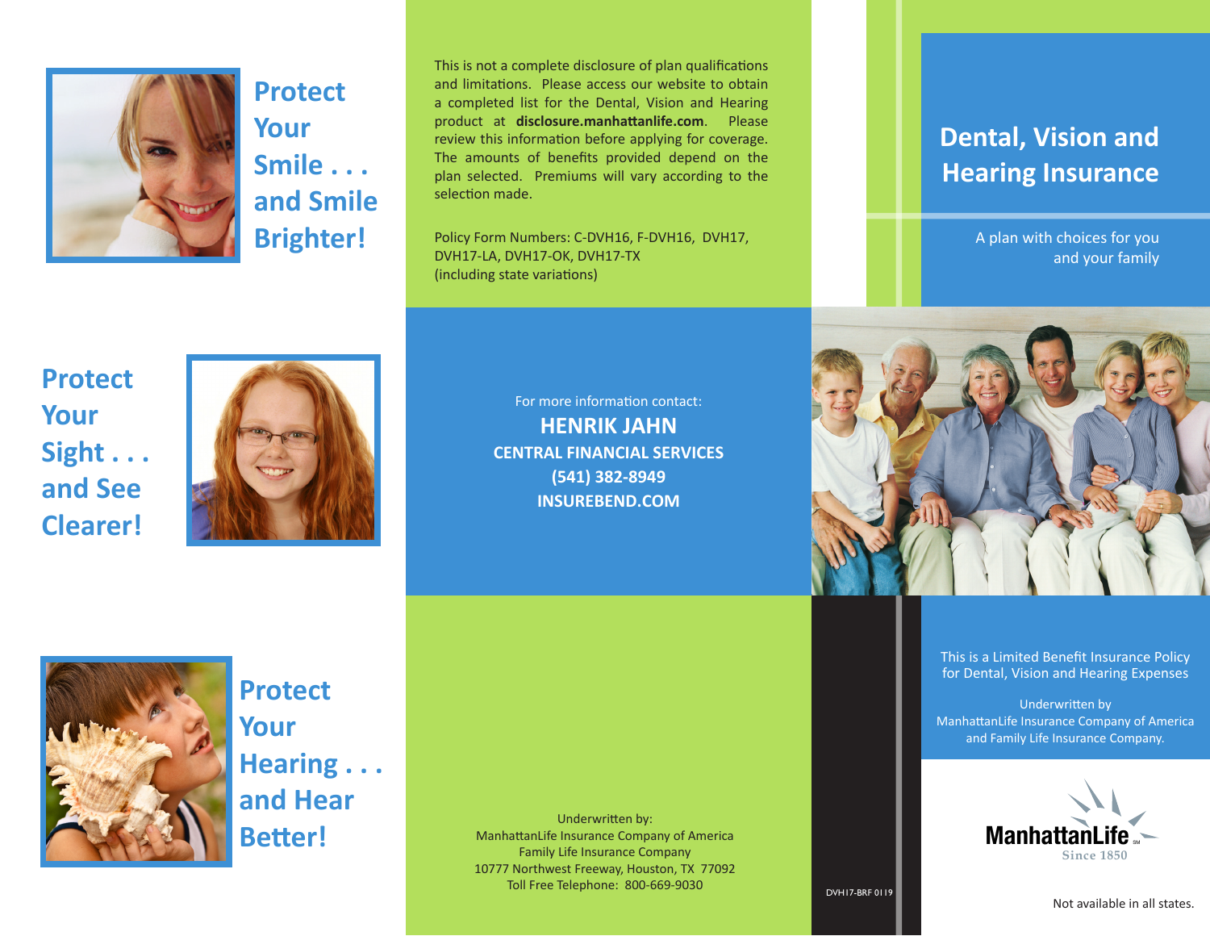## Protect Your Smile . . . and Smile Brighter!

## Protect Your Sight . . . and See Clearer!

## Protect Your Hearing . . . and Hear Better!

This is not a complete disclosure of plan qualifications and limitations. Please access our website to obtain a completed list for the Dental, Vision and Hearing product at **disclosure.manhattanlife.com**. Please review this information before applying for coverage. The amounts of benefits provided depend on the plan selected. Premiums will vary according to the selection made.

Policy Form Numbers: C-DVH16, F-DVH16, DVH17, DVH17-LA, DVH17-OK, DVH17-TX (including state variations)

For more information contact:

**HENRIK JAHN**
**CENTRAL FINANCIAL SERVICES**
**(541) 382-8949**
**INSUREBEND.COM**

Underwritten by:
ManhattanLife Insurance Company of America
Family Life Insurance Company
10777 Northwest Freeway, Houston, TX 77092
Toll Free Telephone: 800-669-9030

DVH17-BRF 0119

# Dental, Vision and Hearing Insurance

A plan with choices for you and your family

This is a Limited Benefit Insurance Policy for Dental, Vision and Hearing Expenses

Underwritten by
ManhattanLife Insurance Company of America
and Family Life Insurance Company.

ManhattanLife
Since 1850

Not available in all states.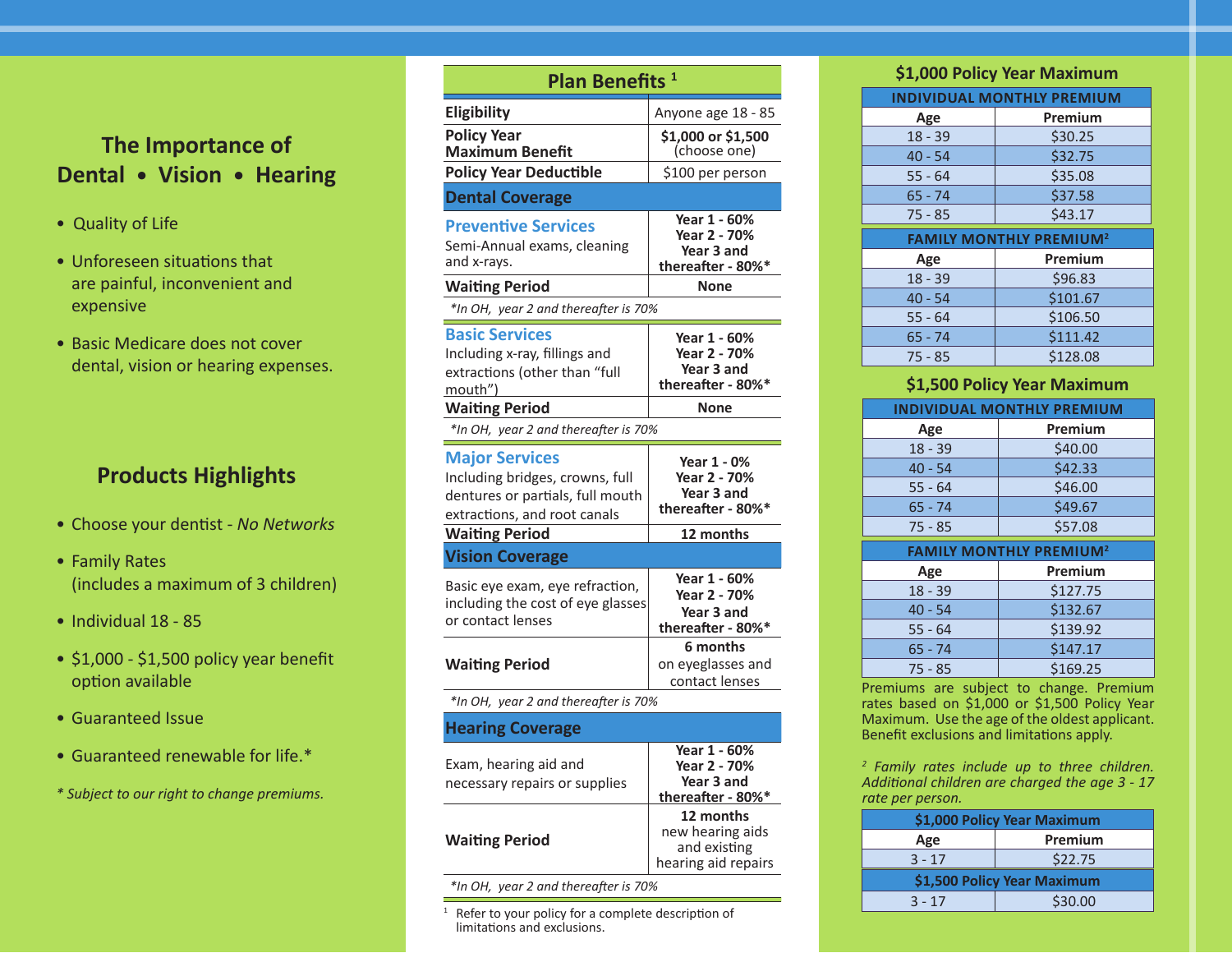## The Importance of Dental • Vision • Hearing

- Quality of Life
- Unforeseen situations that are painful, inconvenient and expensive
- Basic Medicare does not cover dental, vision or hearing expenses.

## Products Highlights

- Choose your dentist - *No Networks*
- Family Rates (includes a maximum of 3 children)
- Individual 18 - 85
- $1,000 - $1,500 policy year benefit option available
- Guaranteed Issue
- Guaranteed renewable for life.*

*\* Subject to our right to change premiums.*

| Plan Benefits [1] | |
|---|---|
| **Eligibility** | Anyone age 18 - 85 |
| **Policy Year Maximum Benefit** | **$1,000 or $1,500** (choose one) |
| **Policy Year Deductible** | $100 per person |
| **Dental Coverage** | |
| **Preventive Services** Semi-Annual exams, cleaning and x-rays. | **Year 1 - 60% Year 2 - 70% Year 3 and thereafter - 80%*** |
| **Waiting Period** | **None** |
| *\*In OH, year 2 and thereafter is 70%* | |
| **Basic Services** Including x-ray, fillings and extractions (other than "full mouth") | **Year 1 - 60% Year 2 - 70% Year 3 and thereafter - 80%*** |
| **Waiting Period** | **None** |
| *\*In OH, year 2 and thereafter is 70%* | |
| **Major Services** Including bridges, crowns, full dentures or partials, full mouth extractions, and root canals | **Year 1 - 0% Year 2 - 70% Year 3 and thereafter - 80%*** |
| **Waiting Period** | **12 months** |
| **Vision Coverage** | |
| Basic eye exam, eye refraction, including the cost of eye glasses or contact lenses | **Year 1 - 60% Year 2 - 70% Year 3 and thereafter - 80%*** |
| **Waiting Period** | **6 months** on eyeglasses and contact lenses |
| *\*In OH, year 2 and thereafter is 70%* | |
| **Hearing Coverage** | |
| Exam, hearing aid and necessary repairs or supplies | **Year 1 - 60% Year 2 - 70% Year 3 and thereafter - 80%*** |
| **Waiting Period** | **12 months** new hearing aids and existing hearing aid repairs |
| *\*In OH, year 2 and thereafter is 70%* | |

[1] Refer to your policy for a complete description of limitations and exclusions.

## $1,000 Policy Year Maximum

| INDIVIDUAL MONTHLY PREMIUM | |
|---|---|
| **Age** | **Premium** |
| 18 - 39 | $30.25 |
| 40 - 54 | $32.75 |
| 55 - 64 | $35.08 |
| 65 - 74 | $37.58 |
| 75 - 85 | $43.17 |

| FAMILY MONTHLY PREMIUM[2] | |
|---|---|
| **Age** | **Premium** |
| 18 - 39 | $96.83 |
| 40 - 54 | $101.67 |
| 55 - 64 | $106.50 |
| 65 - 74 | $111.42 |
| 75 - 85 | $128.08 |

## $1,500 Policy Year Maximum

| INDIVIDUAL MONTHLY PREMIUM | |
|---|---|
| **Age** | **Premium** |
| 18 - 39 | $40.00 |
| 40 - 54 | $42.33 |
| 55 - 64 | $46.00 |
| 65 - 74 | $49.67 |
| 75 - 85 | $57.08 |

| FAMILY MONTHLY PREMIUM[2] | |
|---|---|
| **Age** | **Premium** |
| 18 - 39 | $127.75 |
| 40 - 54 | $132.67 |
| 55 - 64 | $139.92 |
| 65 - 74 | $147.17 |
| 75 - 85 | $169.25 |

Premiums are subject to change. Premium rates based on $1,000 or $1,500 Policy Year Maximum. Use the age of the oldest applicant. Benefit exclusions and limitations apply.

*[2] Family rates include up to three children. Additional children are charged the age 3 - 17 rate per person.*

| $1,000 Policy Year Maximum | |
|---|---|
| **Age** | **Premium** |
| 3 - 17 | $22.75 |
| **$1,500 Policy Year Maximum** | |
| 3 - 17 | $30.00 |